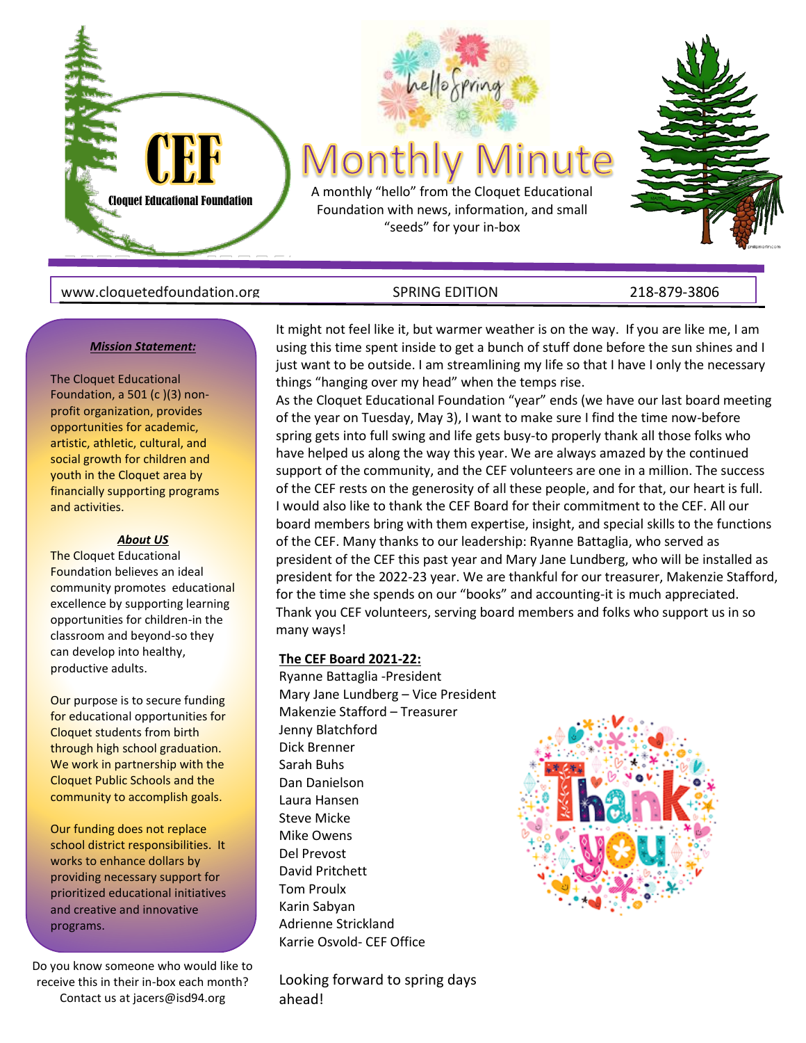# CEF

Cloquet Educational Foundation

hello Spring

# Monthly Minute

A monthly "hello" from the Cloquet Educational Foundation with news, information, and small "seeds" for your in-box

www.cloquetedfoundation.org | SPRING EDITION | 218-879-3806

***Mission Statement:***

The Cloquet Educational Foundation, a 501 (c )(3) non-profit organization, provides opportunities for academic, artistic, athletic, cultural, and social growth for children and youth in the Cloquet area by financially supporting programs and activities.

***About US***

The Cloquet Educational Foundation believes an ideal community promotes educational excellence by supporting learning opportunities for children-in the classroom and beyond-so they can develop into healthy, productive adults.

Our purpose is to secure funding for educational opportunities for Cloquet students from birth through high school graduation. We work in partnership with the Cloquet Public Schools and the community to accomplish goals.

Our funding does not replace school district responsibilities. It works to enhance dollars by providing necessary support for prioritized educational initiatives and creative and innovative programs.

Do you know someone who would like to receive this in their in-box each month? Contact us at jacers@isd94.org

It might not feel like it, but warmer weather is on the way. If you are like me, I am using this time spent inside to get a bunch of stuff done before the sun shines and I just want to be outside. I am streamlining my life so that I have I only the necessary things "hanging over my head" when the temps rise.

As the Cloquet Educational Foundation "year" ends (we have our last board meeting of the year on Tuesday, May 3), I want to make sure I find the time now-before spring gets into full swing and life gets busy-to properly thank all those folks who have helped us along the way this year. We are always amazed by the continued support of the community, and the CEF volunteers are one in a million. The success of the CEF rests on the generosity of all these people, and for that, our heart is full. I would also like to thank the CEF Board for their commitment to the CEF. All our board members bring with them expertise, insight, and special skills to the functions of the CEF. Many thanks to our leadership: Ryanne Battaglia, who served as president of the CEF this past year and Mary Jane Lundberg, who will be installed as president for the 2022-23 year. We are thankful for our treasurer, Makenzie Stafford, for the time she spends on our "books" and accounting-it is much appreciated. Thank you CEF volunteers, serving board members and folks who support us in so many ways!

**The CEF Board 2021-22:**

Ryanne Battaglia -President  
Mary Jane Lundberg – Vice President  
Makenzie Stafford – Treasurer  
Jenny Blatchford  
Dick Brenner  
Sarah Buhs  
Dan Danielson  
Laura Hansen  
Steve Micke  
Mike Owens  
Del Prevost  
David Pritchett  
Tom Proulx  
Karin Sabyan  
Adrienne Strickland  
Karrie Osvold- CEF Office

Looking forward to spring days ahead!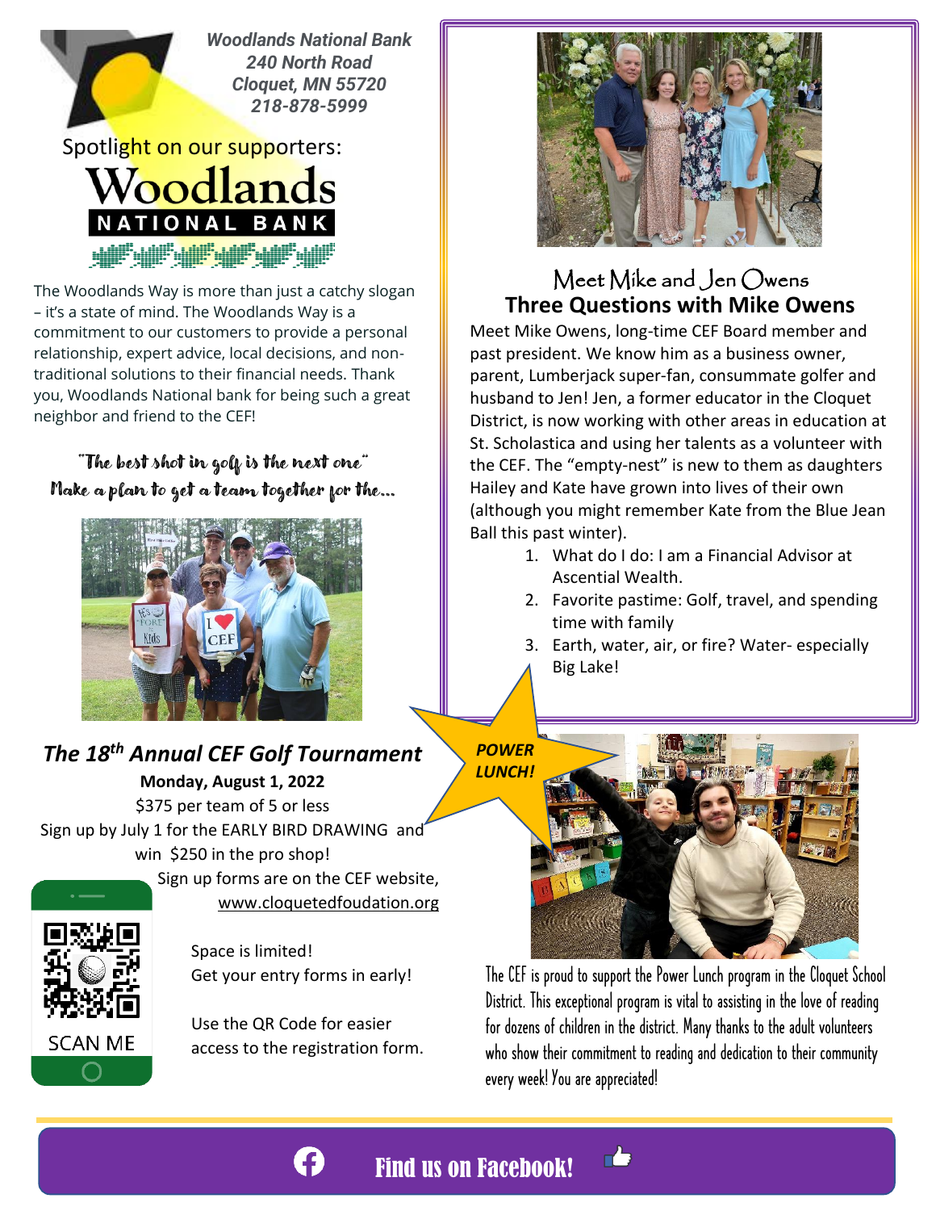*Woodlands National Bank*
*240 North Road*
*Cloquet, MN 55720*
*218-878-5999*

Spotlight on our supporters:

## Woodlands NATIONAL BANK

The Woodlands Way is more than just a catchy slogan – it's a state of mind. The Woodlands Way is a commitment to our customers to provide a personal relationship, expert advice, local decisions, and non-traditional solutions to their financial needs. Thank you, Woodlands National bank for being such a great neighbor and friend to the CEF!

"The best shot in golf is the next one"
Make a plan to get a team together for the…

## *The 18th Annual CEF Golf Tournament*

**Monday, August 1, 2022**

$375 per team of 5 or less

Sign up by July 1 for the EARLY BIRD DRAWING and win $250 in the pro shop!

Sign up forms are on the CEF website, www.cloquetedfoudation.org

SCAN ME

Space is limited!
Get your entry forms in early!

Use the QR Code for easier access to the registration form.

## Meet Mike and Jen Owens

## Three Questions with Mike Owens

Meet Mike Owens, long-time CEF Board member and past president. We know him as a business owner, parent, Lumberjack super-fan, consummate golfer and husband to Jen! Jen, a former educator in the Cloquet District, is now working with other areas in education at St. Scholastica and using her talents as a volunteer with the CEF. The "empty-nest" is new to them as daughters Hailey and Kate have grown into lives of their own (although you might remember Kate from the Blue Jean Ball this past winter).

1. What do I do: I am a Financial Advisor at Ascential Wealth.
2. Favorite pastime: Golf, travel, and spending time with family
3. Earth, water, air, or fire? Water- especially Big Lake!

***POWER LUNCH!***

The CEF is proud to support the Power Lunch program in the Cloquet School District. This exceptional program is vital to assisting in the love of reading for dozens of children in the district. Many thanks to the adult volunteers who show their commitment to reading and dedication to their community every week! You are appreciated!

**Find us on Facebook!**